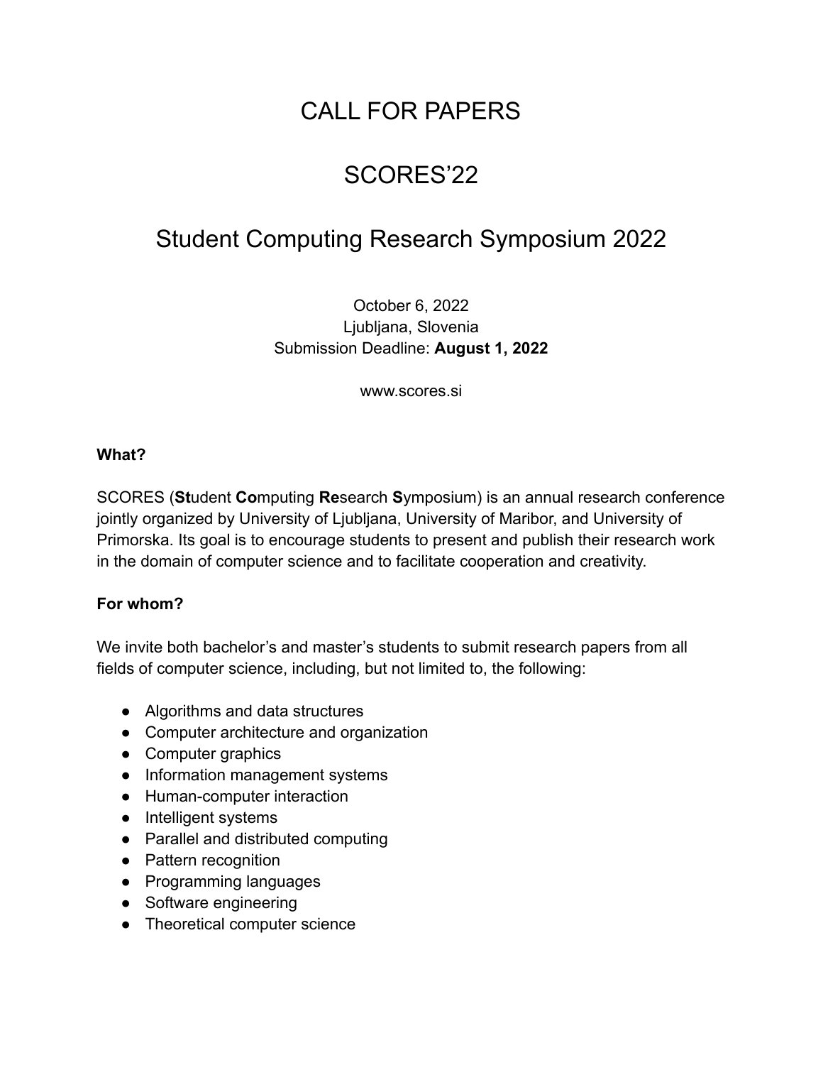# CALL FOR PAPERS

# SCORES'22

# Student Computing Research Symposium 2022

October 6, 2022
Ljubljana, Slovenia
Submission Deadline: **August 1, 2022**

www.scores.si

**What?**

SCORES (**St**udent **Co**mputing **Re**search **S**ymposium) is an annual research conference jointly organized by University of Ljubljana, University of Maribor, and University of Primorska. Its goal is to encourage students to present and publish their research work in the domain of computer science and to facilitate cooperation and creativity.

**For whom?**

We invite both bachelor's and master's students to submit research papers from all fields of computer science, including, but not limited to, the following:

- Algorithms and data structures
- Computer architecture and organization
- Computer graphics
- Information management systems
- Human-computer interaction
- Intelligent systems
- Parallel and distributed computing
- Pattern recognition
- Programming languages
- Software engineering
- Theoretical computer science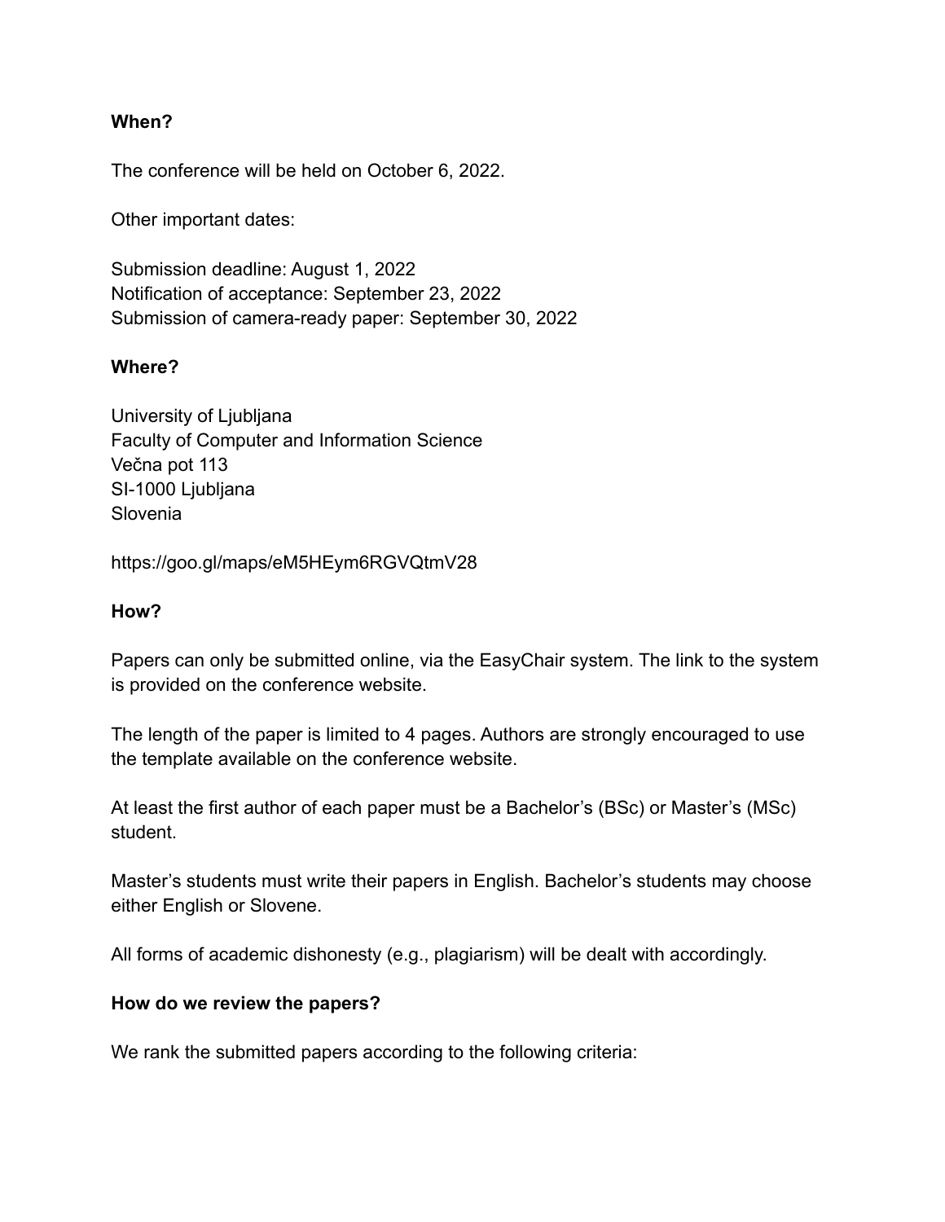**When?**

The conference will be held on October 6, 2022.

Other important dates:

Submission deadline: August 1, 2022
Notification of acceptance: September 23, 2022
Submission of camera-ready paper: September 30, 2022

**Where?**

University of Ljubljana
Faculty of Computer and Information Science
Večna pot 113
SI-1000 Ljubljana
Slovenia

https://goo.gl/maps/eM5HEym6RGVQtmV28

**How?**

Papers can only be submitted online, via the EasyChair system. The link to the system is provided on the conference website.

The length of the paper is limited to 4 pages. Authors are strongly encouraged to use the template available on the conference website.

At least the first author of each paper must be a Bachelor's (BSc) or Master's (MSc) student.

Master's students must write their papers in English. Bachelor's students may choose either English or Slovene.

All forms of academic dishonesty (e.g., plagiarism) will be dealt with accordingly.

**How do we review the papers?**

We rank the submitted papers according to the following criteria: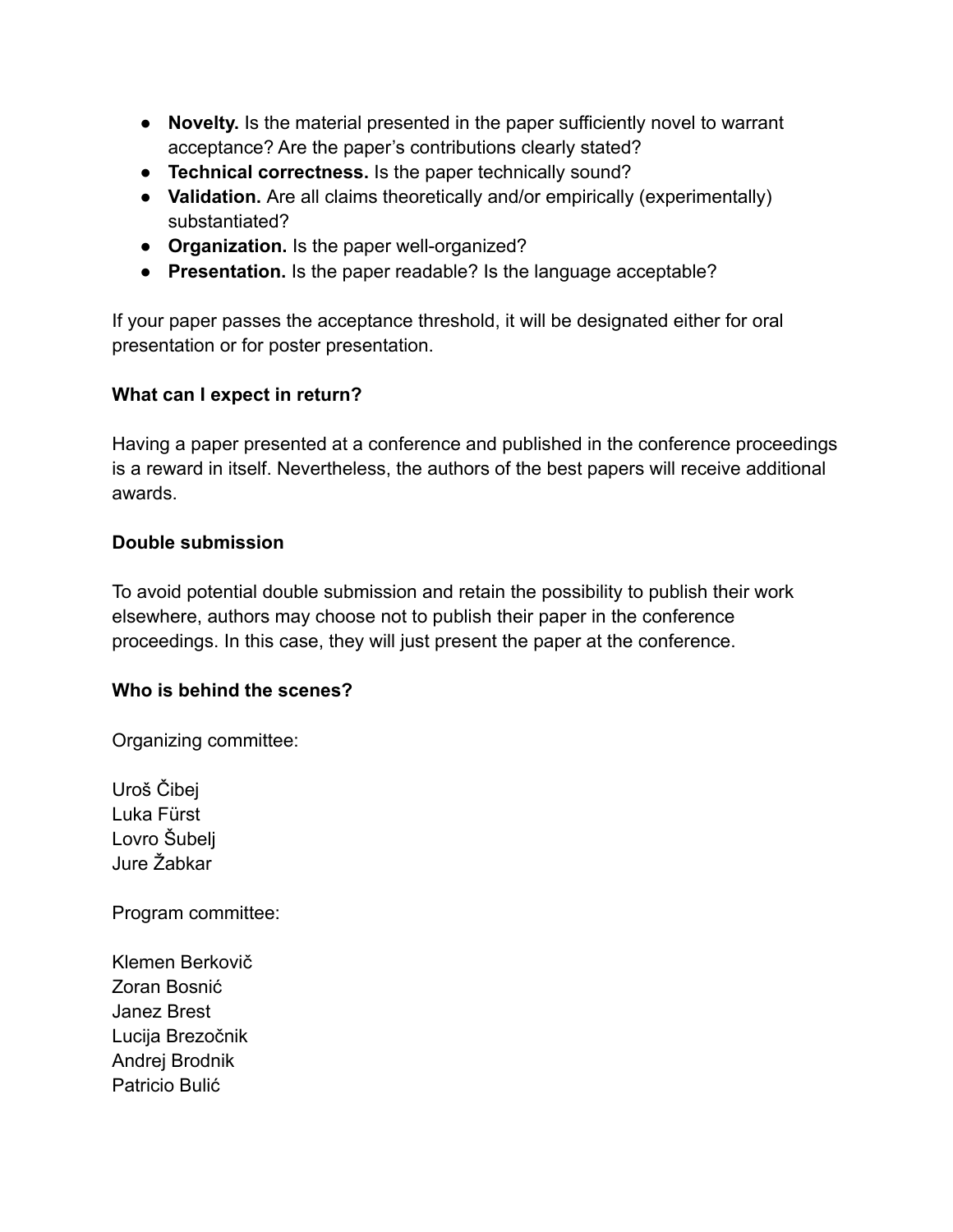- **Novelty.** Is the material presented in the paper sufficiently novel to warrant acceptance? Are the paper's contributions clearly stated?
- **Technical correctness.** Is the paper technically sound?
- **Validation.** Are all claims theoretically and/or empirically (experimentally) substantiated?
- **Organization.** Is the paper well-organized?
- **Presentation.** Is the paper readable? Is the language acceptable?

If your paper passes the acceptance threshold, it will be designated either for oral presentation or for poster presentation.

**What can I expect in return?**

Having a paper presented at a conference and published in the conference proceedings is a reward in itself. Nevertheless, the authors of the best papers will receive additional awards.

**Double submission**

To avoid potential double submission and retain the possibility to publish their work elsewhere, authors may choose not to publish their paper in the conference proceedings. In this case, they will just present the paper at the conference.

**Who is behind the scenes?**

Organizing committee:

Uroš Čibej
Luka Fürst
Lovro Šubelj
Jure Žabkar

Program committee:

Klemen Berkovič
Zoran Bosnić
Janez Brest
Lucija Brezočnik
Andrej Brodnik
Patricio Bulić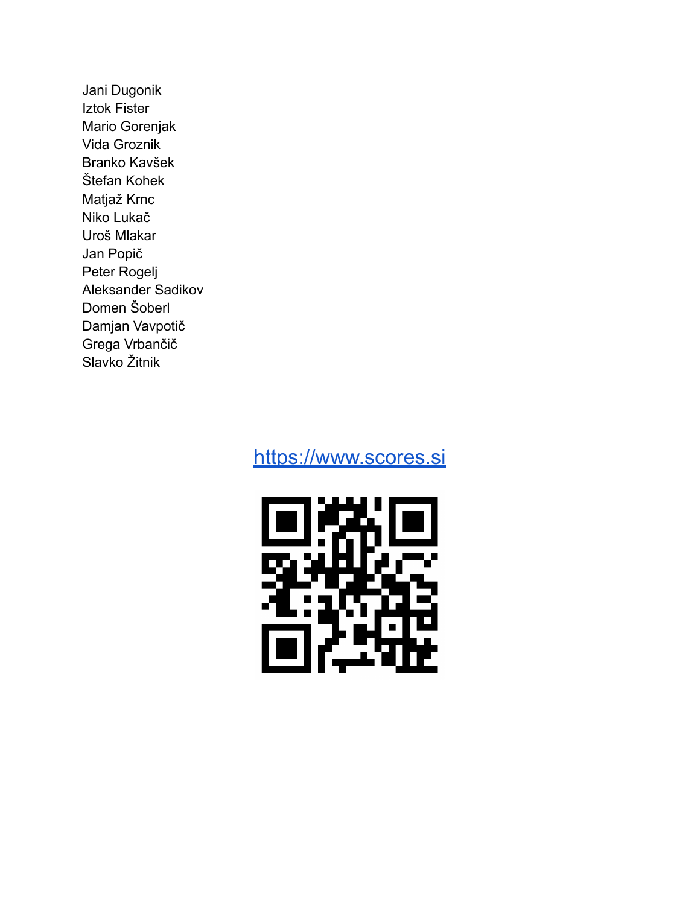Jani Dugonik
Iztok Fister
Mario Gorenjak
Vida Groznik
Branko Kavšek
Štefan Kohek
Matjaž Krnc
Niko Lukač
Uroš Mlakar
Jan Popič
Peter Rogelj
Aleksander Sadikov
Domen Šoberl
Damjan Vavpotič
Grega Vrbančič
Slavko Žitnik

https://www.scores.si